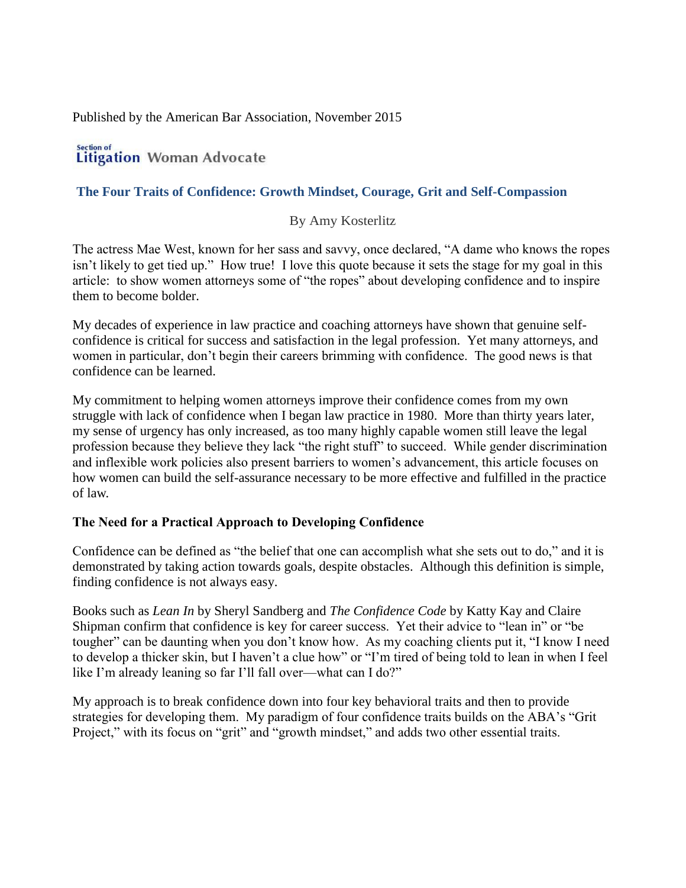Published by the American Bar Association, November 2015

Section of Litigation Woman Advocate

## The Four Traits of Confidence: Growth Mindset, Courage, Grit and Self-Compassion

By Amy Kosterlitz

The actress Mae West, known for her sass and savvy, once declared, "A dame who knows the ropes isn't likely to get tied up." How true! I love this quote because it sets the stage for my goal in this article: to show women attorneys some of "the ropes" about developing confidence and to inspire them to become bolder.

My decades of experience in law practice and coaching attorneys have shown that genuine self-confidence is critical for success and satisfaction in the legal profession. Yet many attorneys, and women in particular, don't begin their careers brimming with confidence. The good news is that confidence can be learned.

My commitment to helping women attorneys improve their confidence comes from my own struggle with lack of confidence when I began law practice in 1980. More than thirty years later, my sense of urgency has only increased, as too many highly capable women still leave the legal profession because they believe they lack "the right stuff" to succeed. While gender discrimination and inflexible work policies also present barriers to women's advancement, this article focuses on how women can build the self-assurance necessary to be more effective and fulfilled in the practice of law.

### The Need for a Practical Approach to Developing Confidence

Confidence can be defined as "the belief that one can accomplish what she sets out to do," and it is demonstrated by taking action towards goals, despite obstacles. Although this definition is simple, finding confidence is not always easy.

Books such as *Lean In* by Sheryl Sandberg and *The Confidence Code* by Katty Kay and Claire Shipman confirm that confidence is key for career success. Yet their advice to "lean in" or "be tougher" can be daunting when you don't know how. As my coaching clients put it, "I know I need to develop a thicker skin, but I haven't a clue how" or "I'm tired of being told to lean in when I feel like I'm already leaning so far I'll fall over—what can I do?"

My approach is to break confidence down into four key behavioral traits and then to provide strategies for developing them. My paradigm of four confidence traits builds on the ABA's "Grit Project," with its focus on "grit" and "growth mindset," and adds two other essential traits.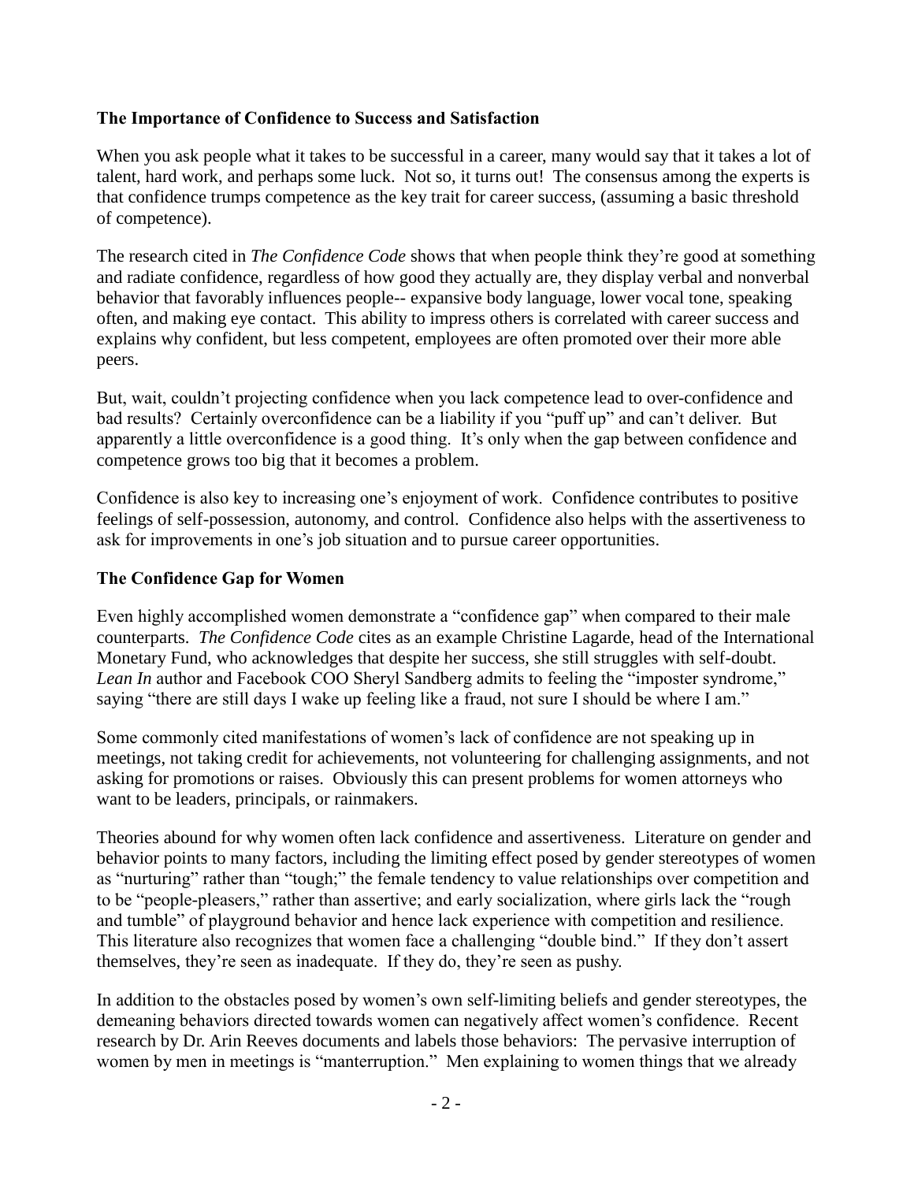**The Importance of Confidence to Success and Satisfaction**

When you ask people what it takes to be successful in a career, many would say that it takes a lot of talent, hard work, and perhaps some luck. Not so, it turns out! The consensus among the experts is that confidence trumps competence as the key trait for career success, (assuming a basic threshold of competence).

The research cited in *The Confidence Code* shows that when people think they're good at something and radiate confidence, regardless of how good they actually are, they display verbal and nonverbal behavior that favorably influences people-- expansive body language, lower vocal tone, speaking often, and making eye contact. This ability to impress others is correlated with career success and explains why confident, but less competent, employees are often promoted over their more able peers.

But, wait, couldn't projecting confidence when you lack competence lead to over-confidence and bad results? Certainly overconfidence can be a liability if you "puff up" and can't deliver. But apparently a little overconfidence is a good thing. It's only when the gap between confidence and competence grows too big that it becomes a problem.

Confidence is also key to increasing one's enjoyment of work. Confidence contributes to positive feelings of self-possession, autonomy, and control. Confidence also helps with the assertiveness to ask for improvements in one's job situation and to pursue career opportunities.

**The Confidence Gap for Women**

Even highly accomplished women demonstrate a "confidence gap" when compared to their male counterparts. *The Confidence Code* cites as an example Christine Lagarde, head of the International Monetary Fund, who acknowledges that despite her success, she still struggles with self-doubt. *Lean In* author and Facebook COO Sheryl Sandberg admits to feeling the "imposter syndrome," saying "there are still days I wake up feeling like a fraud, not sure I should be where I am."

Some commonly cited manifestations of women's lack of confidence are not speaking up in meetings, not taking credit for achievements, not volunteering for challenging assignments, and not asking for promotions or raises. Obviously this can present problems for women attorneys who want to be leaders, principals, or rainmakers.

Theories abound for why women often lack confidence and assertiveness. Literature on gender and behavior points to many factors, including the limiting effect posed by gender stereotypes of women as "nurturing" rather than "tough;" the female tendency to value relationships over competition and to be "people-pleasers," rather than assertive; and early socialization, where girls lack the "rough and tumble" of playground behavior and hence lack experience with competition and resilience. This literature also recognizes that women face a challenging "double bind." If they don't assert themselves, they're seen as inadequate. If they do, they're seen as pushy.

In addition to the obstacles posed by women's own self-limiting beliefs and gender stereotypes, the demeaning behaviors directed towards women can negatively affect women's confidence. Recent research by Dr. Arin Reeves documents and labels those behaviors: The pervasive interruption of women by men in meetings is "manterruption." Men explaining to women things that we already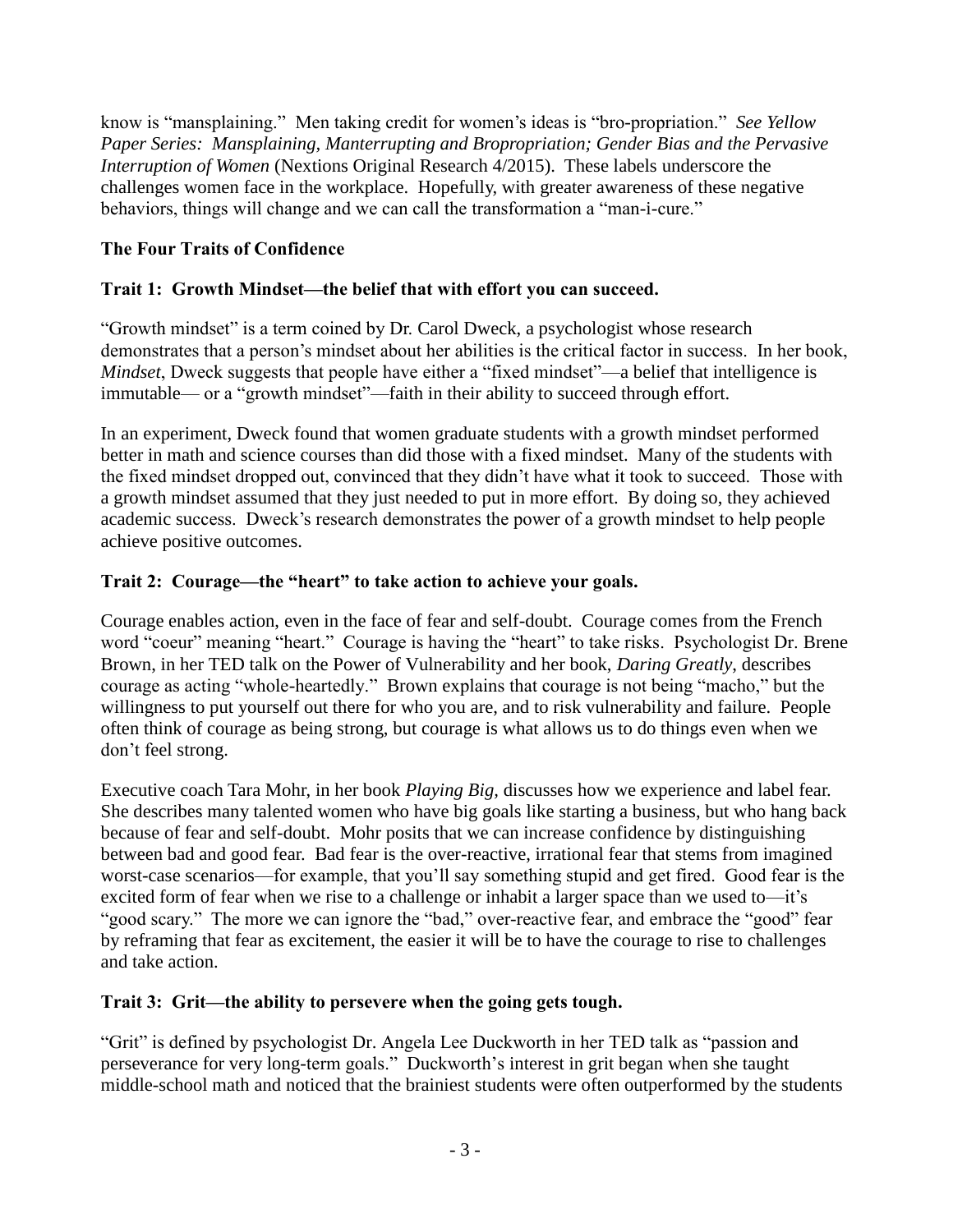know is "mansplaining." Men taking credit for women's ideas is "bro-propriation." *See Yellow Paper Series: Mansplaining, Manterrupting and Bropropriation; Gender Bias and the Pervasive Interruption of Women* (Nextions Original Research 4/2015). These labels underscore the challenges women face in the workplace. Hopefully, with greater awareness of these negative behaviors, things will change and we can call the transformation a "man-i-cure."

## The Four Traits of Confidence

### Trait 1: Growth Mindset—the belief that with effort you can succeed.

"Growth mindset" is a term coined by Dr. Carol Dweck, a psychologist whose research demonstrates that a person's mindset about her abilities is the critical factor in success. In her book, *Mindset*, Dweck suggests that people have either a "fixed mindset"—a belief that intelligence is immutable— or a "growth mindset"—faith in their ability to succeed through effort.

In an experiment, Dweck found that women graduate students with a growth mindset performed better in math and science courses than did those with a fixed mindset. Many of the students with the fixed mindset dropped out, convinced that they didn't have what it took to succeed. Those with a growth mindset assumed that they just needed to put in more effort. By doing so, they achieved academic success. Dweck's research demonstrates the power of a growth mindset to help people achieve positive outcomes.

### Trait 2: Courage—the "heart" to take action to achieve your goals.

Courage enables action, even in the face of fear and self-doubt. Courage comes from the French word "coeur" meaning "heart." Courage is having the "heart" to take risks. Psychologist Dr. Brene Brown, in her TED talk on the Power of Vulnerability and her book, *Daring Greatly*, describes courage as acting "whole-heartedly." Brown explains that courage is not being "macho," but the willingness to put yourself out there for who you are, and to risk vulnerability and failure. People often think of courage as being strong, but courage is what allows us to do things even when we don't feel strong.

Executive coach Tara Mohr, in her book *Playing Big*, discusses how we experience and label fear. She describes many talented women who have big goals like starting a business, but who hang back because of fear and self-doubt. Mohr posits that we can increase confidence by distinguishing between bad and good fear. Bad fear is the over-reactive, irrational fear that stems from imagined worst-case scenarios—for example, that you'll say something stupid and get fired. Good fear is the excited form of fear when we rise to a challenge or inhabit a larger space than we used to—it's "good scary." The more we can ignore the "bad," over-reactive fear, and embrace the "good" fear by reframing that fear as excitement, the easier it will be to have the courage to rise to challenges and take action.

### Trait 3: Grit—the ability to persevere when the going gets tough.

"Grit" is defined by psychologist Dr. Angela Lee Duckworth in her TED talk as "passion and perseverance for very long-term goals." Duckworth's interest in grit began when she taught middle-school math and noticed that the brainiest students were often outperformed by the students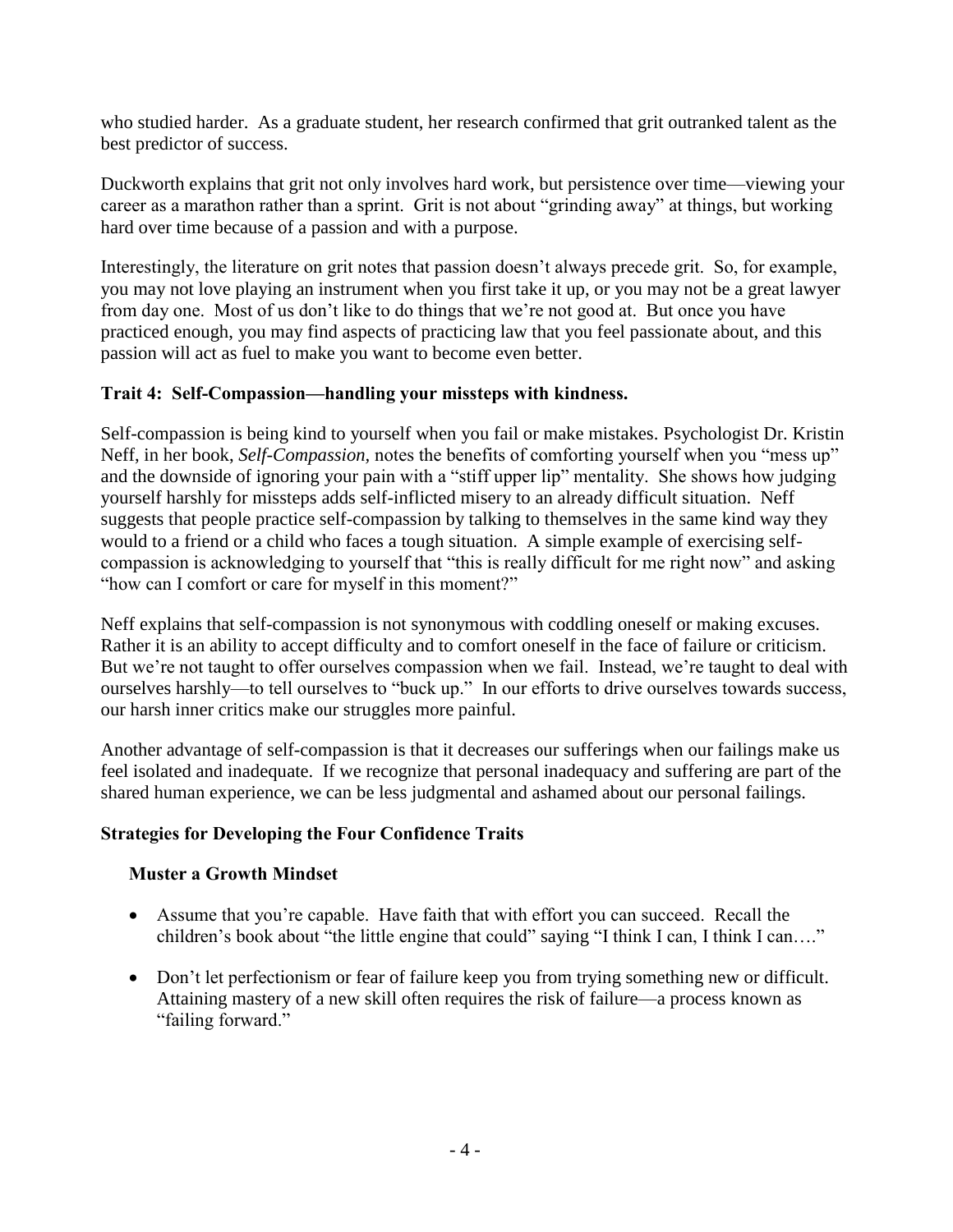who studied harder. As a graduate student, her research confirmed that grit outranked talent as the best predictor of success.

Duckworth explains that grit not only involves hard work, but persistence over time—viewing your career as a marathon rather than a sprint. Grit is not about "grinding away" at things, but working hard over time because of a passion and with a purpose.

Interestingly, the literature on grit notes that passion doesn't always precede grit. So, for example, you may not love playing an instrument when you first take it up, or you may not be a great lawyer from day one. Most of us don't like to do things that we're not good at. But once you have practiced enough, you may find aspects of practicing law that you feel passionate about, and this passion will act as fuel to make you want to become even better.

**Trait 4: Self-Compassion—handling your missteps with kindness.**

Self-compassion is being kind to yourself when you fail or make mistakes. Psychologist Dr. Kristin Neff, in her book, *Self-Compassion*, notes the benefits of comforting yourself when you "mess up" and the downside of ignoring your pain with a "stiff upper lip" mentality. She shows how judging yourself harshly for missteps adds self-inflicted misery to an already difficult situation. Neff suggests that people practice self-compassion by talking to themselves in the same kind way they would to a friend or a child who faces a tough situation. A simple example of exercising self-compassion is acknowledging to yourself that "this is really difficult for me right now" and asking "how can I comfort or care for myself in this moment?"

Neff explains that self-compassion is not synonymous with coddling oneself or making excuses. Rather it is an ability to accept difficulty and to comfort oneself in the face of failure or criticism. But we're not taught to offer ourselves compassion when we fail. Instead, we're taught to deal with ourselves harshly—to tell ourselves to "buck up." In our efforts to drive ourselves towards success, our harsh inner critics make our struggles more painful.

Another advantage of self-compassion is that it decreases our sufferings when our failings make us feel isolated and inadequate. If we recognize that personal inadequacy and suffering are part of the shared human experience, we can be less judgmental and ashamed about our personal failings.

**Strategies for Developing the Four Confidence Traits**

**Muster a Growth Mindset**

- Assume that you're capable. Have faith that with effort you can succeed. Recall the children's book about "the little engine that could" saying "I think I can, I think I can…."
- Don't let perfectionism or fear of failure keep you from trying something new or difficult. Attaining mastery of a new skill often requires the risk of failure—a process known as "failing forward."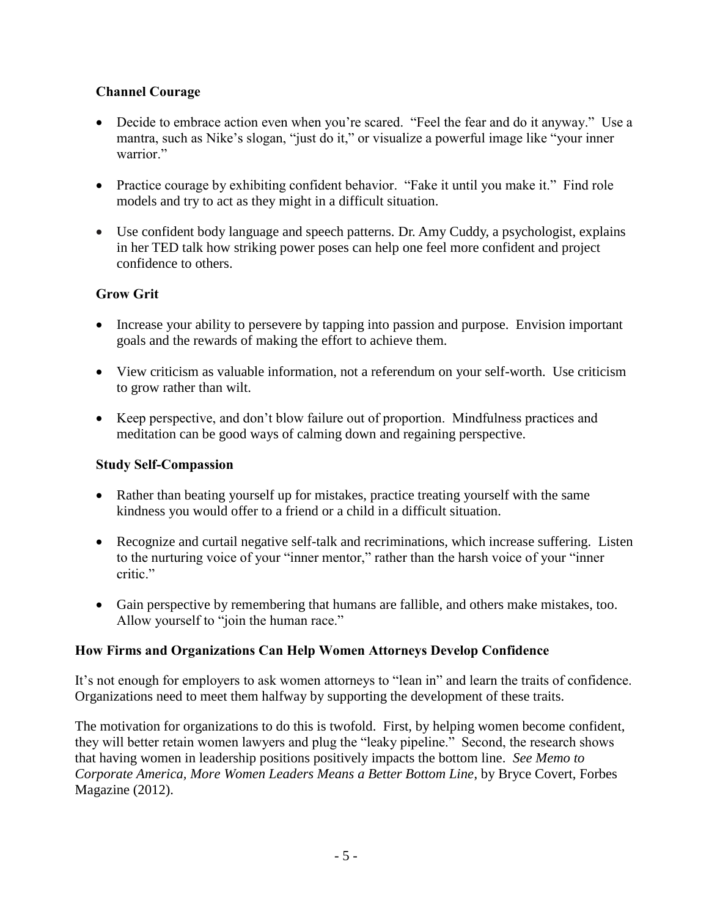### Channel Courage

- Decide to embrace action even when you're scared. "Feel the fear and do it anyway." Use a mantra, such as Nike's slogan, "just do it," or visualize a powerful image like "your inner warrior."
- Practice courage by exhibiting confident behavior. "Fake it until you make it." Find role models and try to act as they might in a difficult situation.
- Use confident body language and speech patterns. Dr. Amy Cuddy, a psychologist, explains in her TED talk how striking power poses can help one feel more confident and project confidence to others.

### Grow Grit

- Increase your ability to persevere by tapping into passion and purpose. Envision important goals and the rewards of making the effort to achieve them.
- View criticism as valuable information, not a referendum on your self-worth. Use criticism to grow rather than wilt.
- Keep perspective, and don't blow failure out of proportion. Mindfulness practices and meditation can be good ways of calming down and regaining perspective.

### Study Self-Compassion

- Rather than beating yourself up for mistakes, practice treating yourself with the same kindness you would offer to a friend or a child in a difficult situation.
- Recognize and curtail negative self-talk and recriminations, which increase suffering. Listen to the nurturing voice of your "inner mentor," rather than the harsh voice of your "inner critic."
- Gain perspective by remembering that humans are fallible, and others make mistakes, too. Allow yourself to "join the human race."

## How Firms and Organizations Can Help Women Attorneys Develop Confidence

It's not enough for employers to ask women attorneys to "lean in" and learn the traits of confidence. Organizations need to meet them halfway by supporting the development of these traits.

The motivation for organizations to do this is twofold. First, by helping women become confident, they will better retain women lawyers and plug the "leaky pipeline." Second, the research shows that having women in leadership positions positively impacts the bottom line. *See Memo to Corporate America, More Women Leaders Means a Better Bottom Line*, by Bryce Covert, Forbes Magazine (2012).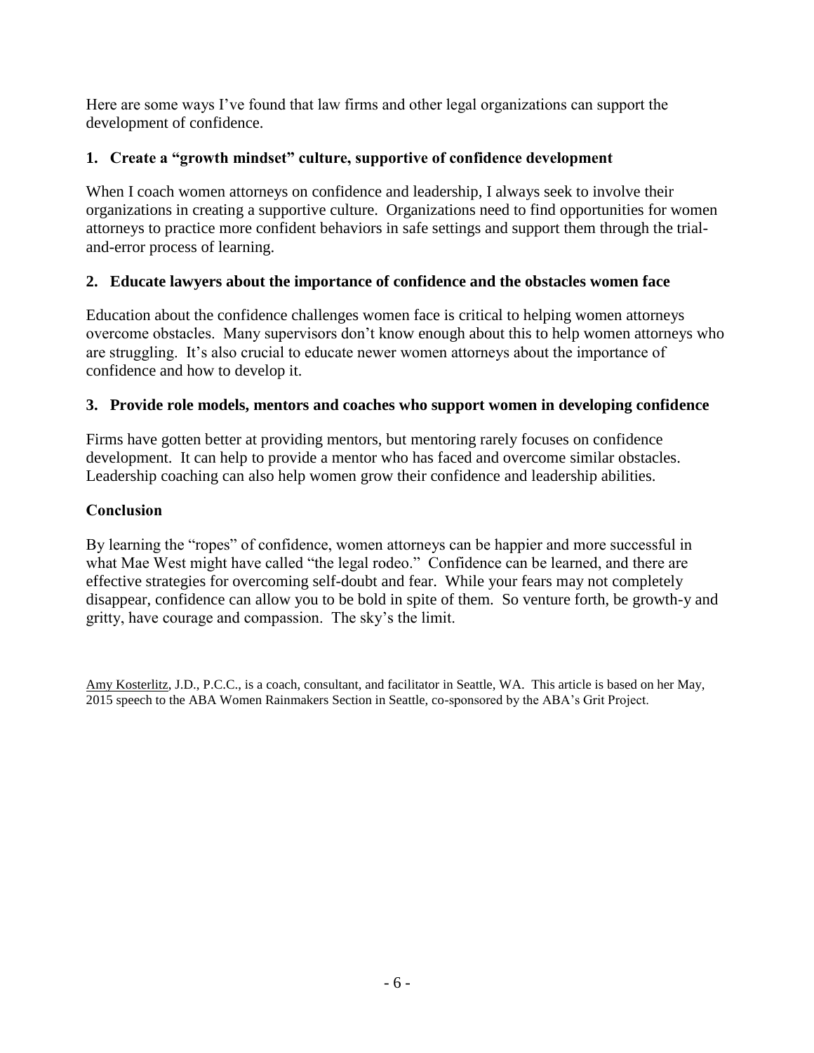Here are some ways I've found that law firms and other legal organizations can support the development of confidence.

### 1. Create a "growth mindset" culture, supportive of confidence development

When I coach women attorneys on confidence and leadership, I always seek to involve their organizations in creating a supportive culture. Organizations need to find opportunities for women attorneys to practice more confident behaviors in safe settings and support them through the trial-and-error process of learning.

### 2. Educate lawyers about the importance of confidence and the obstacles women face

Education about the confidence challenges women face is critical to helping women attorneys overcome obstacles. Many supervisors don't know enough about this to help women attorneys who are struggling. It's also crucial to educate newer women attorneys about the importance of confidence and how to develop it.

### 3. Provide role models, mentors and coaches who support women in developing confidence

Firms have gotten better at providing mentors, but mentoring rarely focuses on confidence development. It can help to provide a mentor who has faced and overcome similar obstacles. Leadership coaching can also help women grow their confidence and leadership abilities.

### Conclusion

By learning the "ropes" of confidence, women attorneys can be happier and more successful in what Mae West might have called "the legal rodeo." Confidence can be learned, and there are effective strategies for overcoming self-doubt and fear. While your fears may not completely disappear, confidence can allow you to be bold in spite of them. So venture forth, be growth-y and gritty, have courage and compassion. The sky's the limit.

Amy Kosterlitz, J.D., P.C.C., is a coach, consultant, and facilitator in Seattle, WA. This article is based on her May, 2015 speech to the ABA Women Rainmakers Section in Seattle, co-sponsored by the ABA's Grit Project.